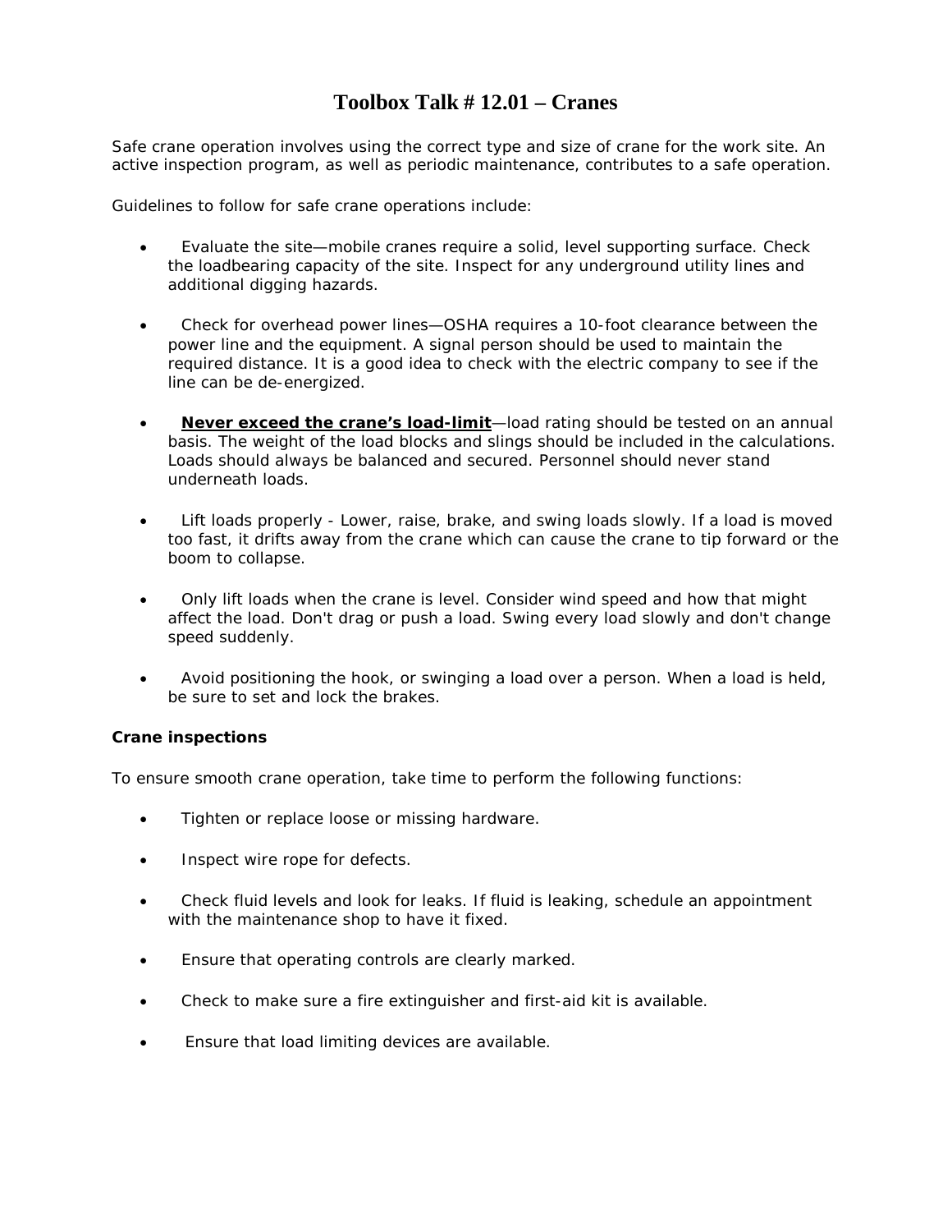# Toolbox Talk # 12.01 – Cranes

Safe crane operation involves using the correct type and size of crane for the work site. An active inspection program, as well as periodic maintenance, contributes to a safe operation.

Guidelines to follow for safe crane operations include:

- Evaluate the site—mobile cranes require a solid, level supporting surface. Check the loadbearing capacity of the site. Inspect for any underground utility lines and additional digging hazards.

- Check for overhead power lines—OSHA requires a 10-foot clearance between the power line and the equipment. A signal person should be used to maintain the required distance. It is a good idea to check with the electric company to see if the line can be de-energized.

- **Never exceed the crane's load-limit**—load rating should be tested on an annual basis. The weight of the load blocks and slings should be included in the calculations. Loads should always be balanced and secured. Personnel should never stand underneath loads.

- Lift loads properly - Lower, raise, brake, and swing loads slowly. If a load is moved too fast, it drifts away from the crane which can cause the crane to tip forward or the boom to collapse.

- Only lift loads when the crane is level. Consider wind speed and how that might affect the load. Don't drag or push a load. Swing every load slowly and don't change speed suddenly.

- Avoid positioning the hook, or swinging a load over a person. When a load is held, be sure to set and lock the brakes.

**Crane inspections**

To ensure smooth crane operation, take time to perform the following functions:

- Tighten or replace loose or missing hardware.

- Inspect wire rope for defects.

- Check fluid levels and look for leaks. If fluid is leaking, schedule an appointment with the maintenance shop to have it fixed.

- Ensure that operating controls are clearly marked.

- Check to make sure a fire extinguisher and first-aid kit is available.

- Ensure that load limiting devices are available.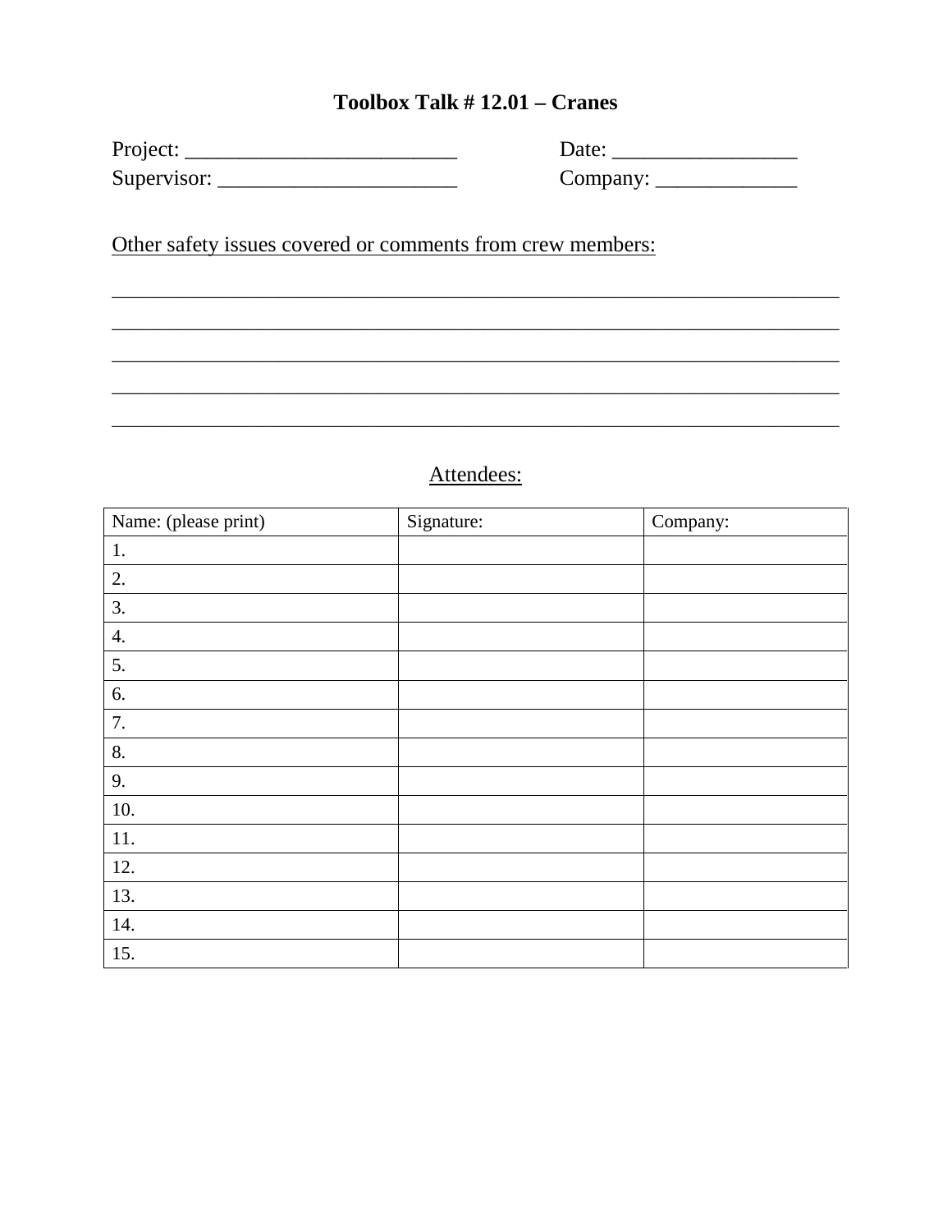# Toolbox Talk # 12.01 – Cranes

Project: _________________________ Date: _________________

Supervisor: ______________________ Company: _____________

Other safety issues covered or comments from crew members:

___________________________________________________________________________

___________________________________________________________________________

___________________________________________________________________________

___________________________________________________________________________

___________________________________________________________________________

## Attendees:

| Name: (please print) | Signature: | Company: |
|---|---|---|
| 1. | | |
| 2. | | |
| 3. | | |
| 4. | | |
| 5. | | |
| 6. | | |
| 7. | | |
| 8. | | |
| 9. | | |
| 10. | | |
| 11. | | |
| 12. | | |
| 13. | | |
| 14. | | |
| 15. | | |